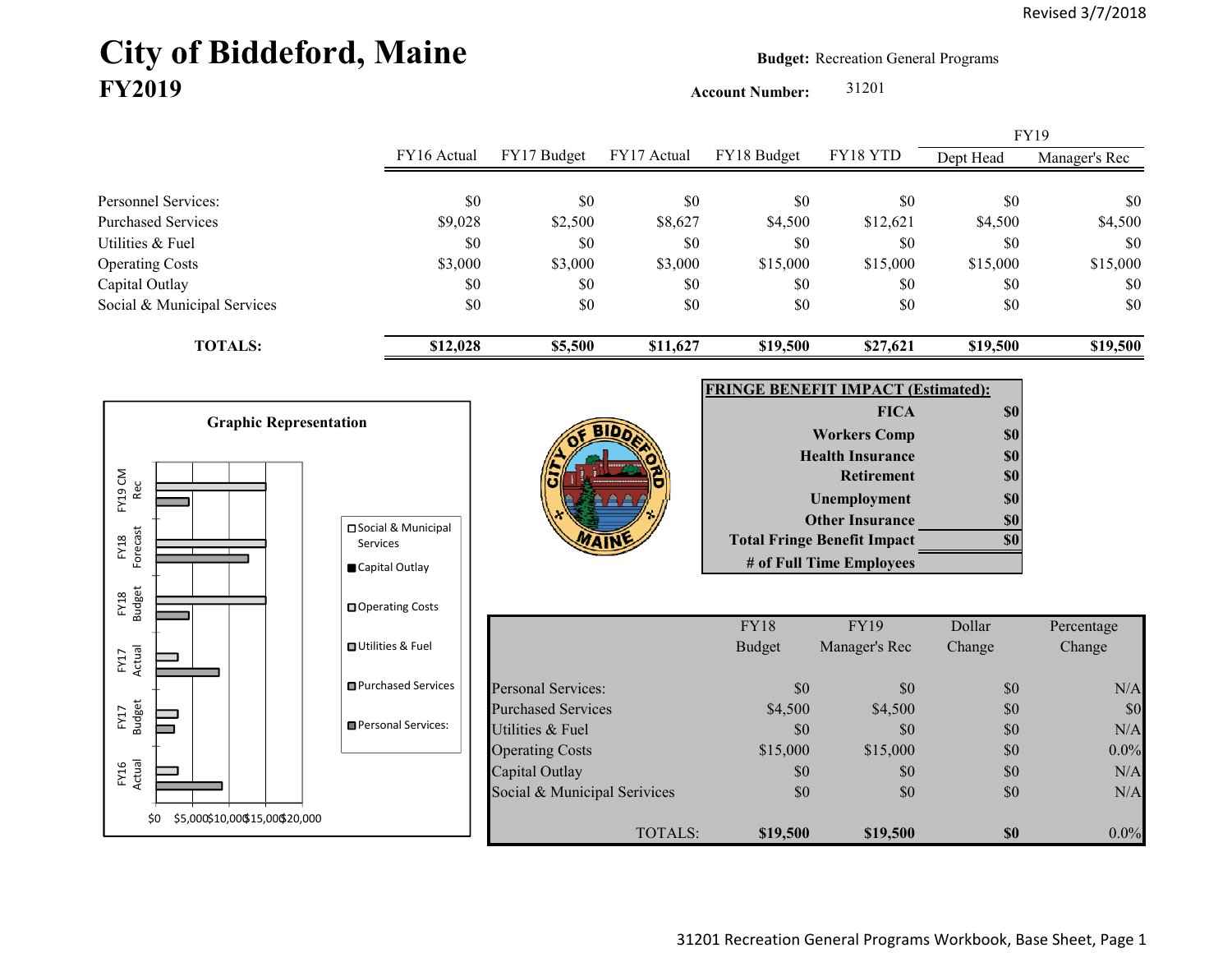Revised 3/7/2018

# City of Biddeford, Maine
## FY2019

**Budget:** Recreation General Programs

**Account Number:** 31201

| | FY16 Actual | FY17 Budget | FY17 Actual | FY18 Budget | FY18 YTD | FY19 Dept Head | FY19 Manager's Rec |
|---|---|---|---|---|---|---|---|
| Personnel Services: | $0 | $0 | $0 | $0 | $0 | $0 | $0 |
| Purchased Services | $9,028 | $2,500 | $8,627 | $4,500 | $12,621 | $4,500 | $4,500 |
| Utilities & Fuel | $0 | $0 | $0 | $0 | $0 | $0 | $0 |
| Operating Costs | $3,000 | $3,000 | $3,000 | $15,000 | $15,000 | $15,000 | $15,000 |
| Capital Outlay | $0 | $0 | $0 | $0 | $0 | $0 | $0 |
| Social & Municipal Services | $0 | $0 | $0 | $0 | $0 | $0 | $0 |
| **TOTALS:** | **$12,028** | **$5,500** | **$11,627** | **$19,500** | **$27,621** | **$19,500** | **$19,500** |

**Graphic Representation**

| FRINGE BENEFIT IMPACT (Estimated): | |
|---|---|
| FICA | $0 |
| Workers Comp | $0 |
| Health Insurance | $0 |
| Retirement | $0 |
| Unemployment | $0 |
| Other Insurance | $0 |
| Total Fringe Benefit Impact | $0 |
| # of Full Time Employees | |

| | FY18 Budget | FY19 Manager's Rec | Dollar Change | Percentage Change |
|---|---|---|---|---|
| Personal Services: | $0 | $0 | $0 | N/A |
| Purchased Services | $4,500 | $4,500 | $0 | $0 |
| Utilities & Fuel | $0 | $0 | $0 | N/A |
| Operating Costs | $15,000 | $15,000 | $0 | 0.0% |
| Capital Outlay | $0 | $0 | $0 | N/A |
| Social & Municipal Services | $0 | $0 | $0 | N/A |
| TOTALS: | **$19,500** | **$19,500** | **$0** | 0.0% |

31201 Recreation General Programs Workbook, Base Sheet, Page 1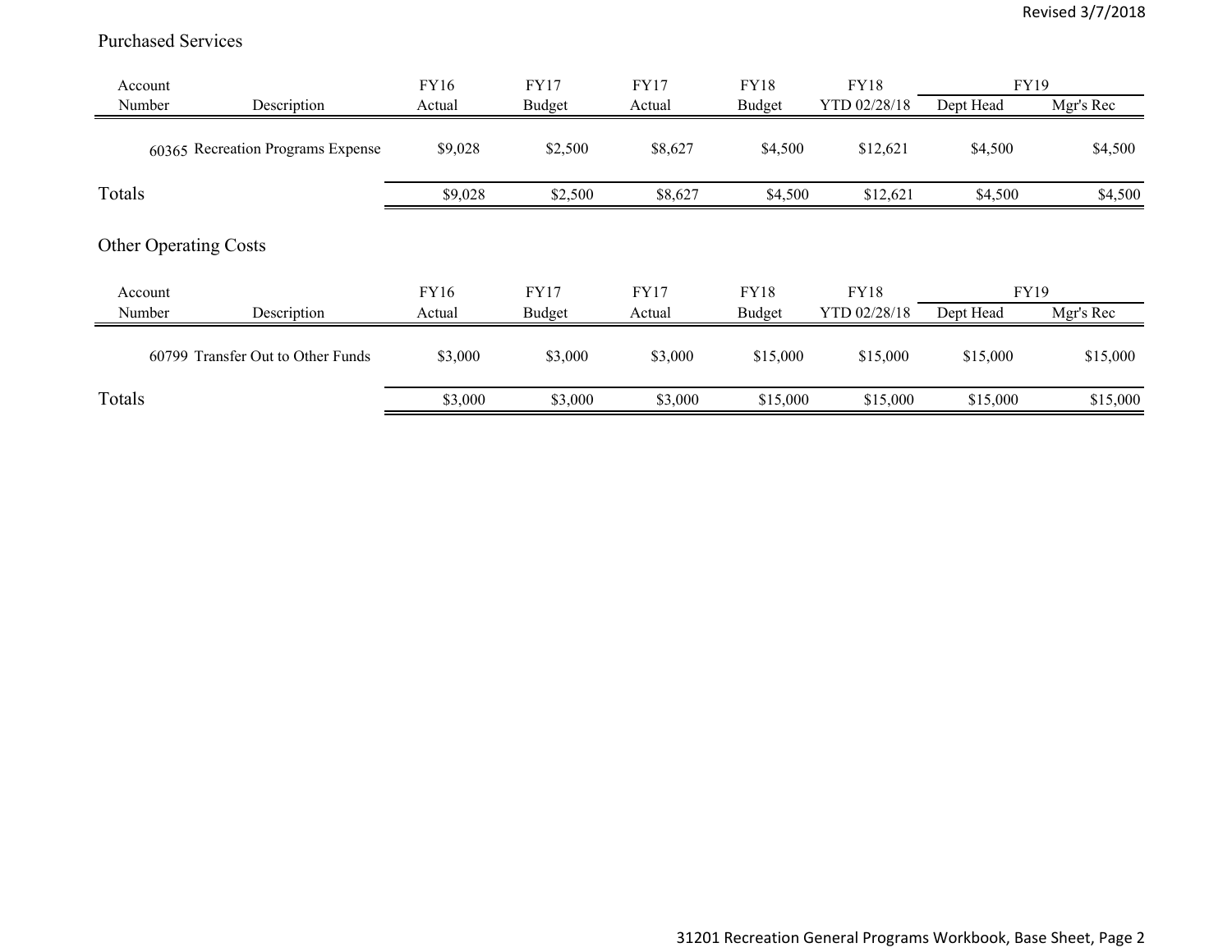## Purchased Services

| Account Number | Description | FY16 Actual | FY17 Budget | FY17 Actual | FY18 Budget | FY18 YTD 02/28/18 | FY19 Dept Head | FY19 Mgr's Rec |
|---|---|---|---|---|---|---|---|---|
| 60365 | Recreation Programs Expense | $9,028 | $2,500 | $8,627 | $4,500 | $12,621 | $4,500 | $4,500 |
| Totals | | $9,028 | $2,500 | $8,627 | $4,500 | $12,621 | $4,500 | $4,500 |

## Other Operating Costs

| Account Number | Description | FY16 Actual | FY17 Budget | FY17 Actual | FY18 Budget | FY18 YTD 02/28/18 | FY19 Dept Head | FY19 Mgr's Rec |
|---|---|---|---|---|---|---|---|---|
| 60799 | Transfer Out to Other Funds | $3,000 | $3,000 | $3,000 | $15,000 | $15,000 | $15,000 | $15,000 |
| Totals | | $3,000 | $3,000 | $3,000 | $15,000 | $15,000 | $15,000 | $15,000 |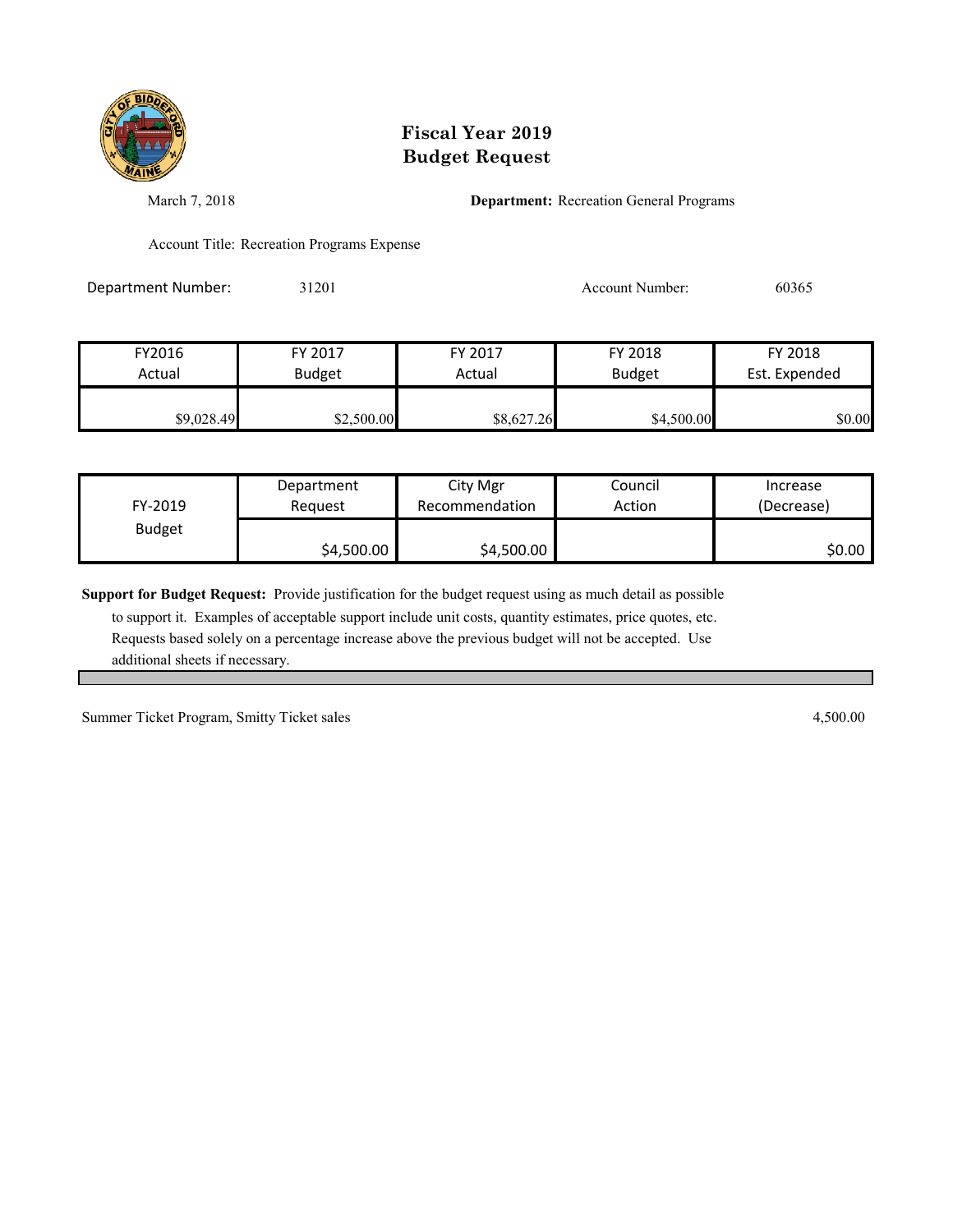# Fiscal Year 2019
# Budget Request

March 7, 2018

**Department:** Recreation General Programs

Account Title: Recreation Programs Expense

Department Number: 31201

Account Number: 60365

| FY2016 Actual | FY 2017 Budget | FY 2017 Actual | FY 2018 Budget | FY 2018 Est. Expended |
|---|---|---|---|---|
| $9,028.49 | $2,500.00 | $8,627.26 | $4,500.00 | $0.00 |

| FY-2019 Budget | Department Request | City Mgr Recommendation | Council Action | Increase (Decrease) |
|---|---|---|---|---|
| | $4,500.00 | $4,500.00 | | $0.00 |

**Support for Budget Request:** Provide justification for the budget request using as much detail as possible to support it. Examples of acceptable support include unit costs, quantity estimates, price quotes, etc. Requests based solely on a percentage increase above the previous budget will not be accepted. Use additional sheets if necessary.

| | |
|---|---|
| Summer Ticket Program, Smitty Ticket sales | 4,500.00 |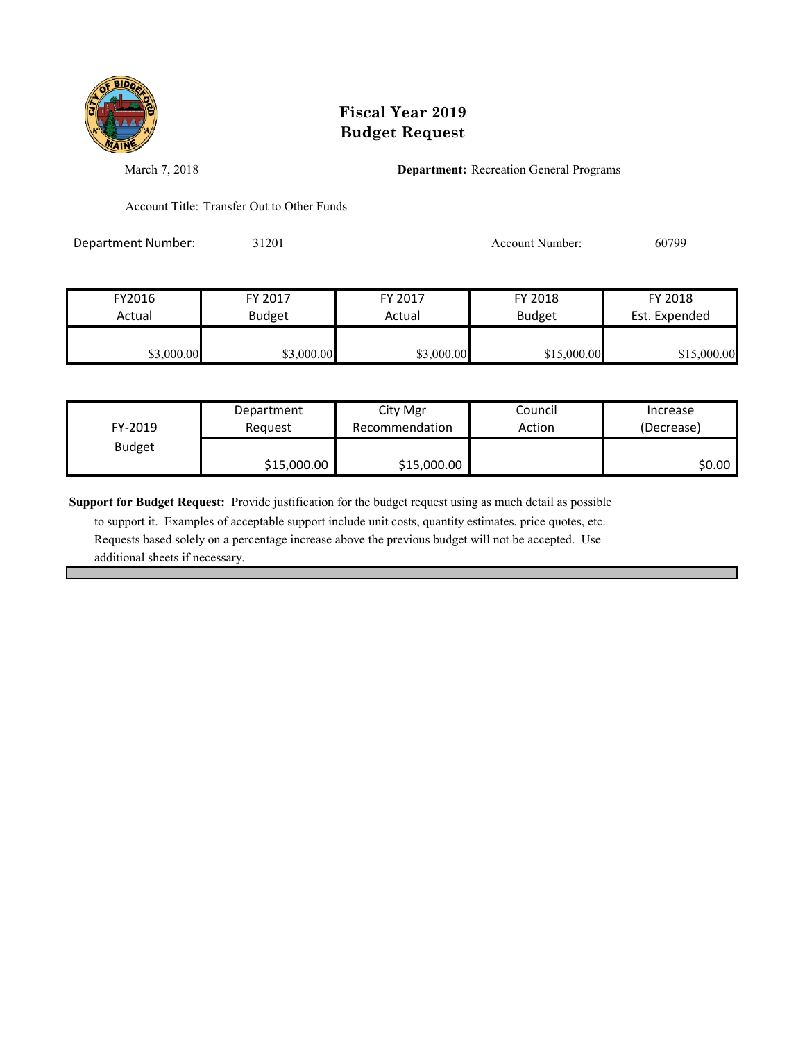# Fiscal Year 2019
# Budget Request

March 7, 2018

**Department:** Recreation General Programs

Account Title: Transfer Out to Other Funds

Department Number: 31201

Account Number: 60799

| FY2016 Actual | FY 2017 Budget | FY 2017 Actual | FY 2018 Budget | FY 2018 Est. Expended |
|---|---|---|---|---|
| $3,000.00 | $3,000.00 | $3,000.00 | $15,000.00 | $15,000.00 |

| FY-2019 Budget | Department Request | City Mgr Recommendation | Council Action | Increase (Decrease) |
|---|---|---|---|---|
| | $15,000.00 | $15,000.00 | | $0.00 |

**Support for Budget Request:** Provide justification for the budget request using as much detail as possible to support it. Examples of acceptable support include unit costs, quantity estimates, price quotes, etc. Requests based solely on a percentage increase above the previous budget will not be accepted. Use additional sheets if necessary.